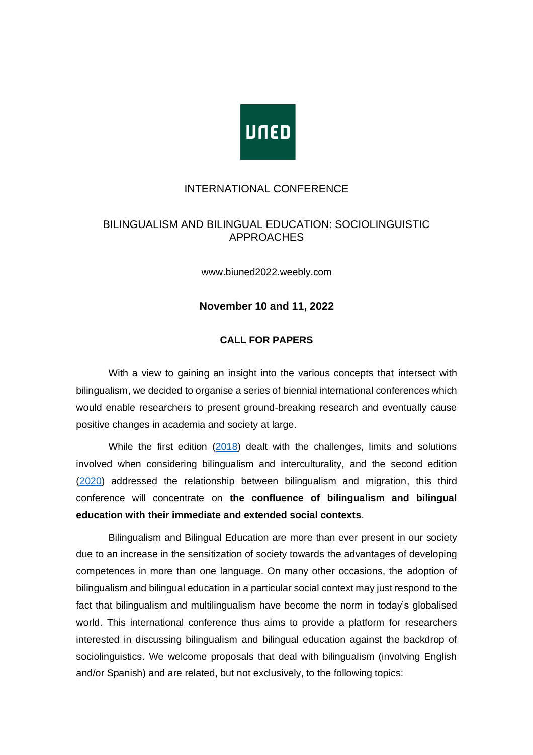UNED

# INTERNATIONAL CONFERENCE

## BILINGUALISM AND BILINGUAL EDUCATION: SOCIOLINGUISTIC APPROACHES

www.biuned2022.weebly.com

**November 10 and 11, 2022**

**CALL FOR PAPERS**

With a view to gaining an insight into the various concepts that intersect with bilingualism, we decided to organise a series of biennial international conferences which would enable researchers to present ground-breaking research and eventually cause positive changes in academia and society at large.

While the first edition (2018) dealt with the challenges, limits and solutions involved when considering bilingualism and interculturality, and the second edition (2020) addressed the relationship between bilingualism and migration, this third conference will concentrate on **the confluence of bilingualism and bilingual education with their immediate and extended social contexts**.

Bilingualism and Bilingual Education are more than ever present in our society due to an increase in the sensitization of society towards the advantages of developing competences in more than one language. On many other occasions, the adoption of bilingualism and bilingual education in a particular social context may just respond to the fact that bilingualism and multilingualism have become the norm in today's globalised world. This international conference thus aims to provide a platform for researchers interested in discussing bilingualism and bilingual education against the backdrop of sociolinguistics. We welcome proposals that deal with bilingualism (involving English and/or Spanish) and are related, but not exclusively, to the following topics: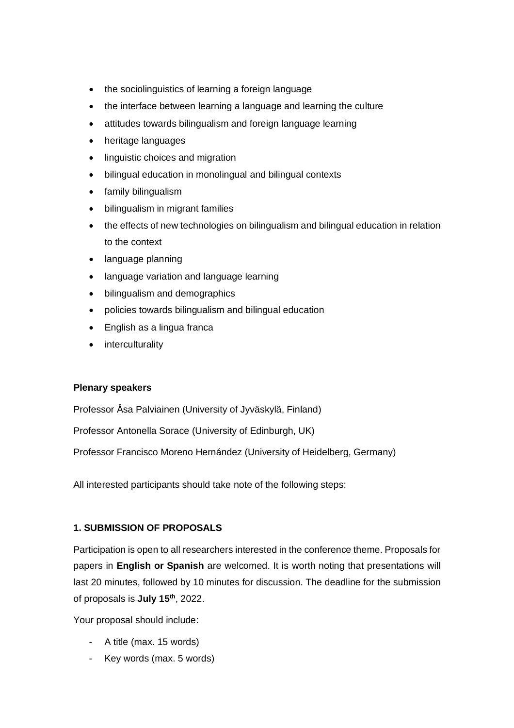- the sociolinguistics of learning a foreign language
- the interface between learning a language and learning the culture
- attitudes towards bilingualism and foreign language learning
- heritage languages
- linguistic choices and migration
- bilingual education in monolingual and bilingual contexts
- family bilingualism
- bilingualism in migrant families
- the effects of new technologies on bilingualism and bilingual education in relation to the context
- language planning
- language variation and language learning
- bilingualism and demographics
- policies towards bilingualism and bilingual education
- English as a lingua franca
- interculturality

**Plenary speakers**

Professor Åsa Palviainen (University of Jyväskylä, Finland)

Professor Antonella Sorace (University of Edinburgh, UK)

Professor Francisco Moreno Hernández (University of Heidelberg, Germany)

All interested participants should take note of the following steps:

**1. SUBMISSION OF PROPOSALS**

Participation is open to all researchers interested in the conference theme. Proposals for papers in **English or Spanish** are welcomed. It is worth noting that presentations will last 20 minutes, followed by 10 minutes for discussion. The deadline for the submission of proposals is **July 15th**, 2022.

Your proposal should include:

- A title (max. 15 words)
- Key words (max. 5 words)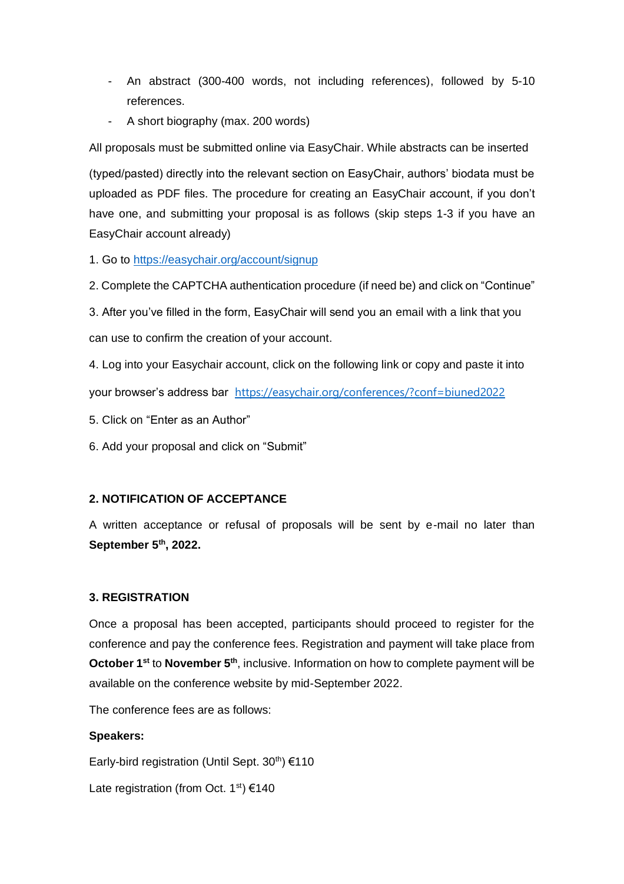- An abstract (300-400 words, not including references), followed by 5-10 references.
- A short biography (max. 200 words)

All proposals must be submitted online via EasyChair. While abstracts can be inserted (typed/pasted) directly into the relevant section on EasyChair, authors' biodata must be uploaded as PDF files. The procedure for creating an EasyChair account, if you don't have one, and submitting your proposal is as follows (skip steps 1-3 if you have an EasyChair account already)

1. Go to https://easychair.org/account/signup
2. Complete the CAPTCHA authentication procedure (if need be) and click on "Continue"
3. After you've filled in the form, EasyChair will send you an email with a link that you can use to confirm the creation of your account.
4. Log into your Easychair account, click on the following link or copy and paste it into your browser's address bar https://easychair.org/conferences/?conf=biuned2022
5. Click on "Enter as an Author"
6. Add your proposal and click on "Submit"

**2. NOTIFICATION OF ACCEPTANCE**

A written acceptance or refusal of proposals will be sent by e-mail no later than **September 5th, 2022.**

**3. REGISTRATION**

Once a proposal has been accepted, participants should proceed to register for the conference and pay the conference fees. Registration and payment will take place from **October 1st** to **November 5th**, inclusive. Information on how to complete payment will be available on the conference website by mid-September 2022.

The conference fees are as follows:

**Speakers:**

Early-bird registration (Until Sept. 30th) €110

Late registration (from Oct. 1st) €140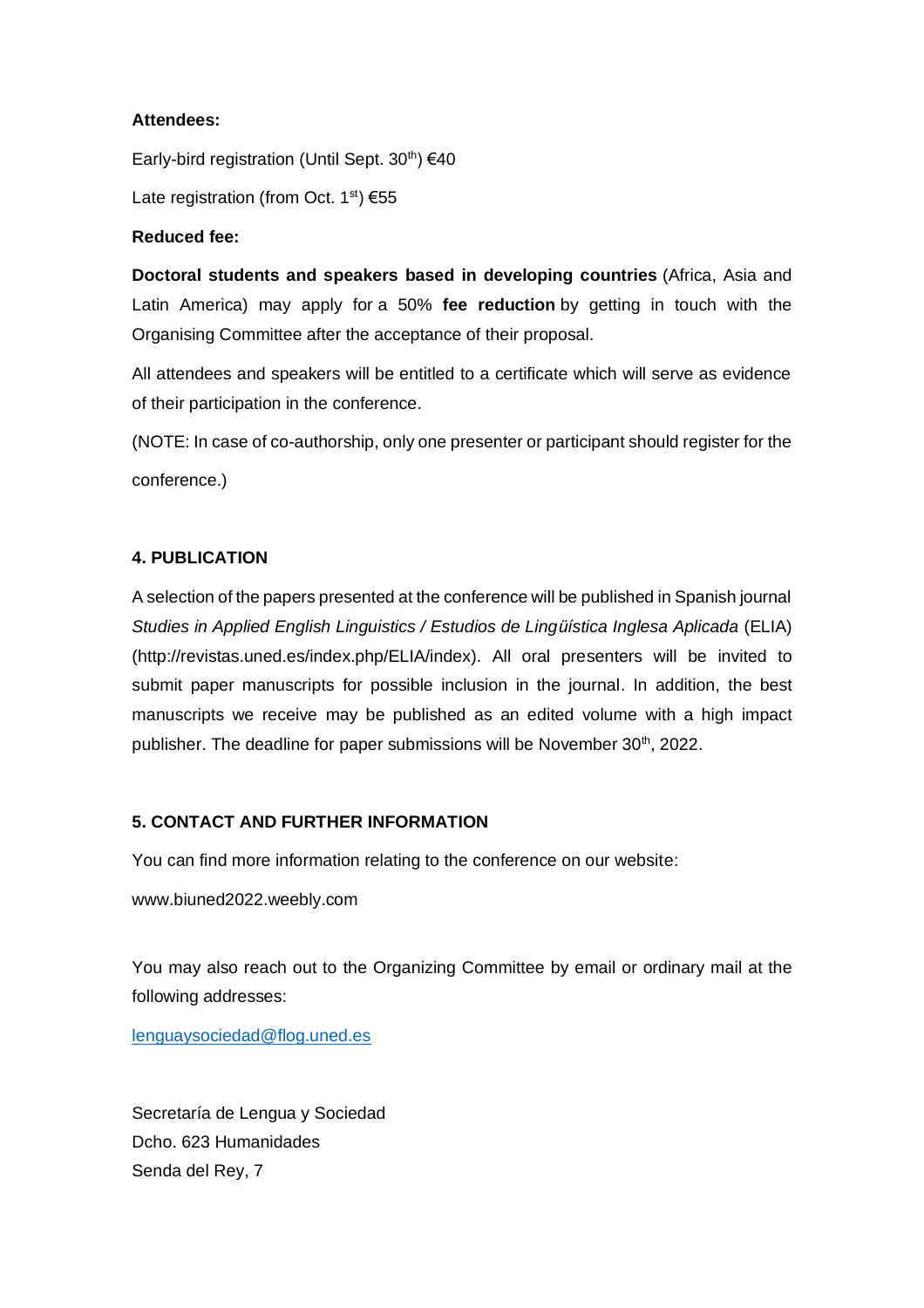**Attendees:**

Early-bird registration (Until Sept. 30th) €40

Late registration (from Oct. 1st) €55

**Reduced fee:**

**Doctoral students and speakers based in developing countries** (Africa, Asia and Latin America) may apply for a 50% **fee reduction** by getting in touch with the Organising Committee after the acceptance of their proposal.

All attendees and speakers will be entitled to a certificate which will serve as evidence of their participation in the conference.

(NOTE: In case of co-authorship, only one presenter or participant should register for the conference.)

## 4. PUBLICATION

A selection of the papers presented at the conference will be published in Spanish journal *Studies in Applied English Linguistics / Estudios de Lingüística Inglesa Aplicada* (ELIA) (http://revistas.uned.es/index.php/ELIA/index). All oral presenters will be invited to submit paper manuscripts for possible inclusion in the journal. In addition, the best manuscripts we receive may be published as an edited volume with a high impact publisher. The deadline for paper submissions will be November 30th, 2022.

## 5. CONTACT AND FURTHER INFORMATION

You can find more information relating to the conference on our website:

www.biuned2022.weebly.com

You may also reach out to the Organizing Committee by email or ordinary mail at the following addresses:

lenguaysociedad@flog.uned.es

Secretaría de Lengua y Sociedad
Dcho. 623 Humanidades
Senda del Rey, 7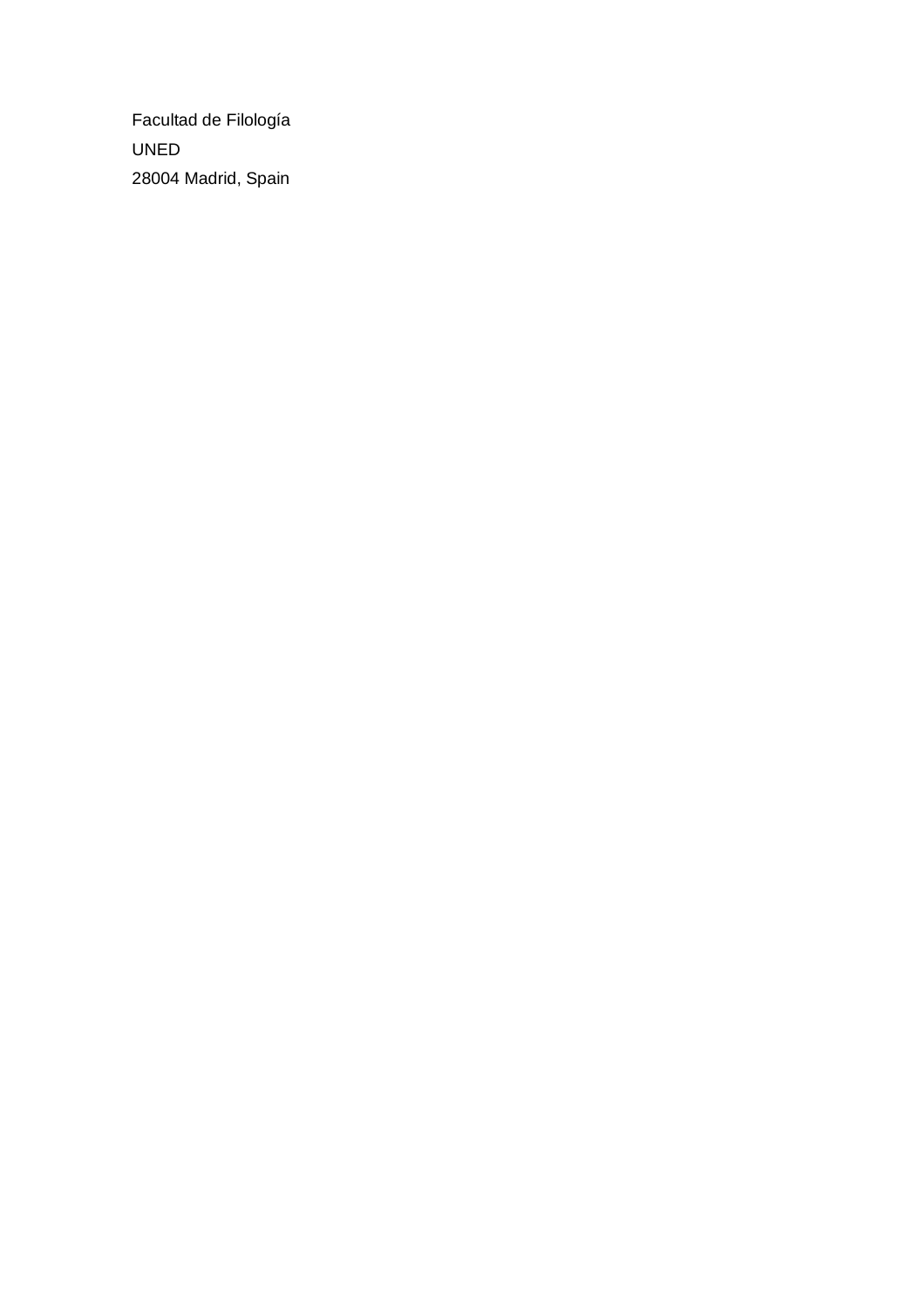Facultad de Filología

UNED

28004 Madrid, Spain